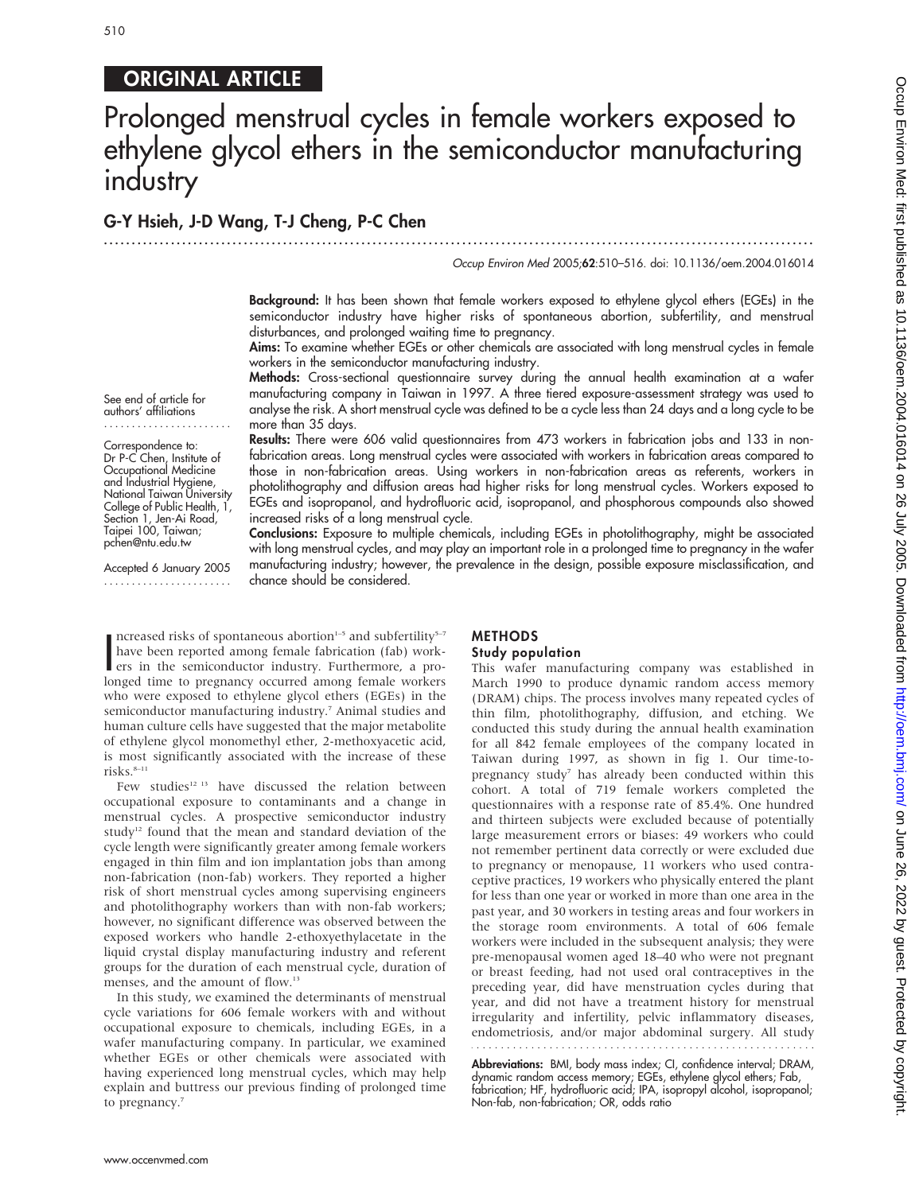## ORIGINAL ARTICLE

# Prolonged menstrual cycles in female workers exposed to ethylene glycol ethers in the semiconductor manufacturing industry

G-Y Hsieh, J-D Wang, T-J Cheng, P-C Chen

*Occup Environ Med* 2005;62:510–516. doi: 10.1136/oem.2004.016014

See end of article for authors' affiliations

Correspondence to: Dr P-C Chen, Institute of Occupational Medicine and Industrial Hygiene, National Taiwan University College of Public Health, 1, Section 1, Jen-Ai Road, Taipei 100, Taiwan; pchen@ntu.edu.tw

Accepted 6 January 2005

**Background:** It has been shown that female workers exposed to ethylene glycol ethers (EGEs) in the semiconductor industry have higher risks of spontaneous abortion, subfertility, and menstrual disturbances, and prolonged waiting time to pregnancy.

**Aims:** To examine whether EGEs or other chemicals are associated with long menstrual cycles in female workers in the semiconductor manufacturing industry.

**Methods:** Cross-sectional questionnaire survey during the annual health examination at a wafer manufacturing company in Taiwan in 1997. A three tiered exposure-assessment strategy was used to analyse the risk. A short menstrual cycle was defined to be a cycle less than 24 days and a long cycle to be more than 35 days.

**Results:** There were 606 valid questionnaires from 473 workers in fabrication jobs and 133 in non-fabrication areas. Long menstrual cycles were associated with workers in fabrication areas compared to those in non-fabrication areas. Using workers in non-fabrication areas as referents, workers in photolithography and diffusion areas had higher risks for long menstrual cycles. Workers exposed to EGEs and isopropanol, and hydrofluoric acid, isopropanol, and phosphorous compounds also showed increased risks of a long menstrual cycle.

**Conclusions:** Exposure to multiple chemicals, including EGEs in photolithography, might be associated with long menstrual cycles, and may play an important role in a prolonged time to pregnancy in the wafer manufacturing industry; however, the prevalence in the design, possible exposure misclassification, and chance should be considered.

Increased risks of spontaneous abortion[1–5] and subfertility[5–7] have been reported among female fabrication (fab) workers in the semiconductor industry. Furthermore, a prolonged time to pregnancy occurred among female workers who were exposed to ethylene glycol ethers (EGEs) in the semiconductor manufacturing industry.[7] Animal studies and human culture cells have suggested that the major metabolite of ethylene glycol monomethyl ether, 2-methoxyacetic acid, is most significantly associated with the increase of these risks.[8–11]

Few studies[12 13] have discussed the relation between occupational exposure to contaminants and a change in menstrual cycles. A prospective semiconductor industry study[12] found that the mean and standard deviation of the cycle length were significantly greater among female workers engaged in thin film and ion implantation jobs than among non-fabrication (non-fab) workers. They reported a higher risk of short menstrual cycles among supervising engineers and photolithography workers than with non-fab workers; however, no significant difference was observed between the exposed workers who handle 2-ethoxyethylacetate in the liquid crystal display manufacturing industry and referent groups for the duration of each menstrual cycle, duration of menses, and the amount of flow.[13]

In this study, we examined the determinants of menstrual cycle variations for 606 female workers with and without occupational exposure to chemicals, including EGEs, in a wafer manufacturing company. In particular, we examined whether EGEs or other chemicals were associated with having experienced long menstrual cycles, which may help explain and buttress our previous finding of prolonged time to pregnancy.[7]

## METHODS

### Study population

This wafer manufacturing company was established in March 1990 to produce dynamic random access memory (DRAM) chips. The process involves many repeated cycles of thin film, photolithography, diffusion, and etching. We conducted this study during the annual health examination for all 842 female employees of the company located in Taiwan during 1997, as shown in fig 1. Our time-to-pregnancy study[7] has already been conducted within this cohort. A total of 719 female workers completed the questionnaires with a response rate of 85.4%. One hundred and thirteen subjects were excluded because of potentially large measurement errors or biases: 49 workers who could not remember pertinent data correctly or were excluded due to pregnancy or menopause, 11 workers who used contraceptive practices, 19 workers who physically entered the plant for less than one year or worked in more than one area in the past year, and 30 workers in testing areas and four workers in the storage room environments. A total of 606 female workers were included in the subsequent analysis; they were pre-menopausal women aged 18–40 who were not pregnant or breast feeding, had not used oral contraceptives in the preceding year, did have menstruation cycles during that year, and did not have a treatment history for menstrual irregularity and infertility, pelvic inflammatory diseases, endometriosis, and/or major abdominal surgery. All study

**Abbreviations:** BMI, body mass index; CI, confidence interval; DRAM, dynamic random access memory; EGEs, ethylene glycol ethers; Fab, fabrication; HF, hydrofluoric acid; IPA, isopropyl alcohol, isopropanol; Non-fab, non-fabrication; OR, odds ratio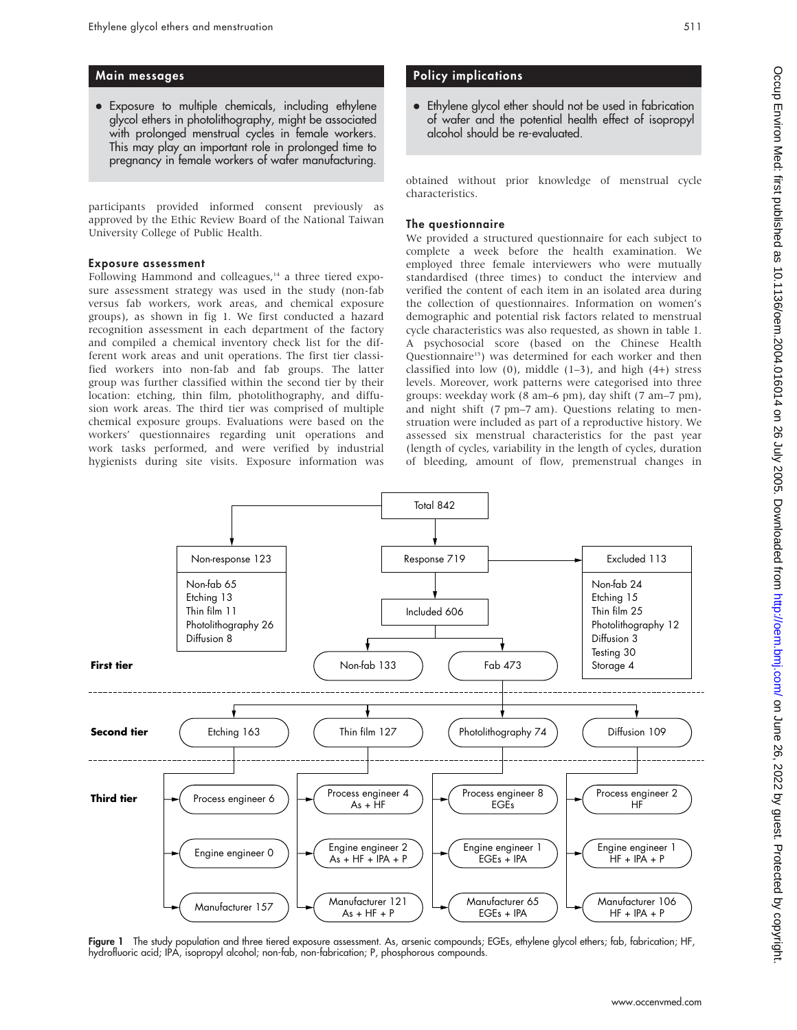## Main messages

- Exposure to multiple chemicals, including ethylene glycol ethers in photolithography, might be associated with prolonged menstrual cycles in female workers. This may play an important role in prolonged time to pregnancy in female workers of wafer manufacturing.

## Policy implications

- Ethylene glycol ether should not be used in fabrication of wafer and the potential health effect of isopropyl alcohol should be re-evaluated.

participants provided informed consent previously as approved by the Ethic Review Board of the National Taiwan University College of Public Health.

### Exposure assessment

Following Hammond and colleagues,[14] a three tiered exposure assessment strategy was used in the study (non-fab versus fab workers, work areas, and chemical exposure groups), as shown in fig 1. We first conducted a hazard recognition assessment in each department of the factory and compiled a chemical inventory check list for the different work areas and unit operations. The first tier classified workers into non-fab and fab groups. The latter group was further classified within the second tier by their location: etching, thin film, photolithography, and diffusion work areas. The third tier was comprised of multiple chemical exposure groups. Evaluations were based on the workers' questionnaires regarding unit operations and work tasks performed, and were verified by industrial hygienists during site visits. Exposure information was obtained without prior knowledge of menstrual cycle characteristics.

### The questionnaire

We provided a structured questionnaire for each subject to complete a week before the health examination. We employed three female interviewers who were mutually standardised (three times) to conduct the interview and verified the content of each item in an isolated area during the collection of questionnaires. Information on women's demographic and potential risk factors related to menstrual cycle characteristics was also requested, as shown in table 1. A psychosocial score (based on the Chinese Health Questionnaire[15]) was determined for each worker and then classified into low (0), middle (1–3), and high (4+) stress levels. Moreover, work patterns were categorised into three groups: weekday work (8 am–6 pm), day shift (7 am–7 pm), and night shift (7 pm–7 am). Questions relating to menstruation were included as part of a reproductive history. We assessed six menstrual characteristics for the past year (length of cycles, variability in the length of cycles, duration of bleeding, amount of flow, premenstrual changes in

Total 842

- Non-response 123: Non-fab 65, Etching 13, Thin film 11, Photolithography 26, Diffusion 8
- Response 719
  - Excluded 113: Non-fab 24, Etching 15, Thin film 25, Photolithography 12, Diffusion 3, Testing 30, Storage 4
  - Included 606

**First tier**: Non-fab 133; Fab 473

**Second tier**: Etching 163; Thin film 127; Photolithography 74; Diffusion 109

**Third tier**:

| Etching | Thin film | Photolithography | Diffusion |
|---|---|---|---|
| Process engineer 6 | Process engineer 4 As + HF | Process engineer 8 EGEs | Process engineer 2 HF |
| Engine engineer 0 | Engine engineer 2 As + HF + IPA + P | Engine engineer 1 EGEs + IPA | Engine engineer 1 HF + IPA + P |
| Manufacturer 157 | Manufacturer 121 As + HF + P | Manufacturer 65 EGEs + IPA | Manufacturer 106 HF + IPA + P |

**Figure 1** The study population and three tiered exposure assessment. As, arsenic compounds; EGEs, ethylene glycol ethers; fab, fabrication; HF, hydrofluoric acid; IPA, isopropyl alcohol; non-fab, non-fabrication; P, phosphorous compounds.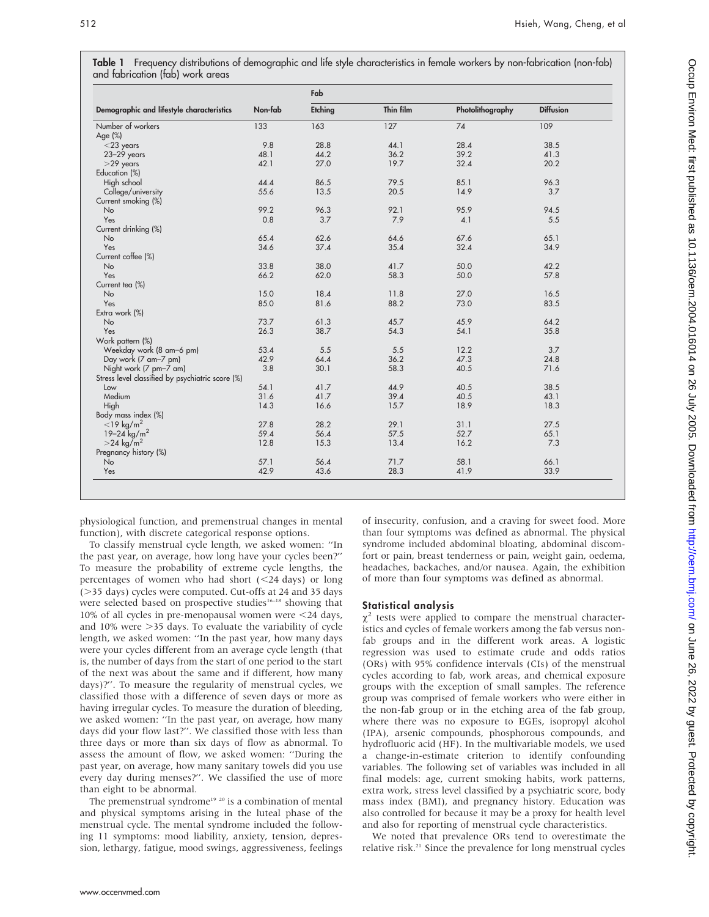**Table 1** Frequency distributions of demographic and life style characteristics in female workers by non-fabrication (non-fab) and fabrication (fab) work areas

| Demographic and lifestyle characteristics | Non-fab | Fab | | | |
|---|---|---|---|---|---|
| | | Etching | Thin film | Photolithography | Diffusion |
| Number of workers | 133 | 163 | 127 | 74 | 109 |
| Age (%) | | | | | |
| <23 years | 9.8 | 28.8 | 44.1 | 28.4 | 38.5 |
| 23–29 years | 48.1 | 44.2 | 36.2 | 39.2 | 41.3 |
| >29 years | 42.1 | 27.0 | 19.7 | 32.4 | 20.2 |
| Education (%) | | | | | |
| High school | 44.4 | 86.5 | 79.5 | 85.1 | 96.3 |
| College/university | 55.6 | 13.5 | 20.5 | 14.9 | 3.7 |
| Current smoking (%) | | | | | |
| No | 99.2 | 96.3 | 92.1 | 95.9 | 94.5 |
| Yes | 0.8 | 3.7 | 7.9 | 4.1 | 5.5 |
| Current drinking (%) | | | | | |
| No | 65.4 | 62.6 | 64.6 | 67.6 | 65.1 |
| Yes | 34.6 | 37.4 | 35.4 | 32.4 | 34.9 |
| Current coffee (%) | | | | | |
| No | 33.8 | 38.0 | 41.7 | 50.0 | 42.2 |
| Yes | 66.2 | 62.0 | 58.3 | 50.0 | 57.8 |
| Current tea (%) | | | | | |
| No | 15.0 | 18.4 | 11.8 | 27.0 | 16.5 |
| Yes | 85.0 | 81.6 | 88.2 | 73.0 | 83.5 |
| Extra work (%) | | | | | |
| No | 73.7 | 61.3 | 45.7 | 45.9 | 64.2 |
| Yes | 26.3 | 38.7 | 54.3 | 54.1 | 35.8 |
| Work pattern (%) | | | | | |
| Weekday work (8 am–6 pm) | 53.4 | 5.5 | 5.5 | 12.2 | 3.7 |
| Day work (7 am–7 pm) | 42.9 | 64.4 | 36.2 | 47.3 | 24.8 |
| Night work (7 pm–7 am) | 3.8 | 30.1 | 58.3 | 40.5 | 71.6 |
| Stress level classified by psychiatric score (%) | | | | | |
| Low | 54.1 | 41.7 | 44.9 | 40.5 | 38.5 |
| Medium | 31.6 | 41.7 | 39.4 | 40.5 | 43.1 |
| High | 14.3 | 16.6 | 15.7 | 18.9 | 18.3 |
| Body mass index (%) | | | | | |
| $<19$ kg/m$^2$ | 27.8 | 28.2 | 29.1 | 31.1 | 27.5 |
| 19–24 kg/m$^2$ | 59.4 | 56.4 | 57.5 | 52.7 | 65.1 |
| $>24$ kg/m$^2$ | 12.8 | 15.3 | 13.4 | 16.2 | 7.3 |
| Pregnancy history (%) | | | | | |
| No | 57.1 | 56.4 | 71.7 | 58.1 | 66.1 |
| Yes | 42.9 | 43.6 | 28.3 | 41.9 | 33.9 |

physiological function, and premenstrual changes in mental function), with discrete categorical response options.

To classify menstrual cycle length, we asked women: "In the past year, on average, how long have your cycles been?" To measure the probability of extreme cycle lengths, the percentages of women who had short (<24 days) or long (>35 days) cycles were computed. Cut-offs at 24 and 35 days were selected based on prospective studies[16–18] showing that 10% of all cycles in pre-menopausal women were <24 days, and 10% were >35 days. To evaluate the variability of cycle length, we asked women: "In the past year, how many days were your cycles different from an average cycle length (that is, the number of days from the start of one period to the start of the next was about the same and if different, how many days)?". To measure the regularity of menstrual cycles, we classified those with a difference of seven days or more as having irregular cycles. To measure the duration of bleeding, we asked women: "In the past year, on average, how many days did your flow last?". We classified those with less than three days or more than six days of flow as abnormal. To assess the amount of flow, we asked women: "During the past year, on average, how many sanitary towels did you use every day during menses?". We classified the use of more than eight to be abnormal.

The premenstrual syndrome[19 20] is a combination of mental and physical symptoms arising in the luteal phase of the menstrual cycle. The mental syndrome included the following 11 symptoms: mood liability, anxiety, tension, depression, lethargy, fatigue, mood swings, aggressiveness, feelings of insecurity, confusion, and a craving for sweet food. More than four symptoms was defined as abnormal. The physical syndrome included abdominal bloating, abdominal discomfort or pain, breast tenderness or pain, weight gain, oedema, headaches, backaches, and/or nausea. Again, the exhibition of more than four symptoms was defined as abnormal.

## Statistical analysis

$\chi^2$ tests were applied to compare the menstrual characteristics and cycles of female workers among the fab versus non-fab groups and in the different work areas. A logistic regression was used to estimate crude and odds ratios (ORs) with 95% confidence intervals (CIs) of the menstrual cycles according to fab, work areas, and chemical exposure groups with the exception of small samples. The reference group was comprised of female workers who were either in the non-fab group or in the etching area of the fab group, where there was no exposure to EGEs, isopropyl alcohol (IPA), arsenic compounds, phosphorous compounds, and hydrofluoric acid (HF). In the multivariable models, we used a change-in-estimate criterion to identify confounding variables. The following set of variables was included in all final models: age, current smoking habits, work patterns, extra work, stress level classified by a psychiatric score, body mass index (BMI), and pregnancy history. Education was also controlled for because it may be a proxy for health level and also for reporting of menstrual cycle characteristics.

We noted that prevalence ORs tend to overestimate the relative risk.[21] Since the prevalence for long menstrual cycles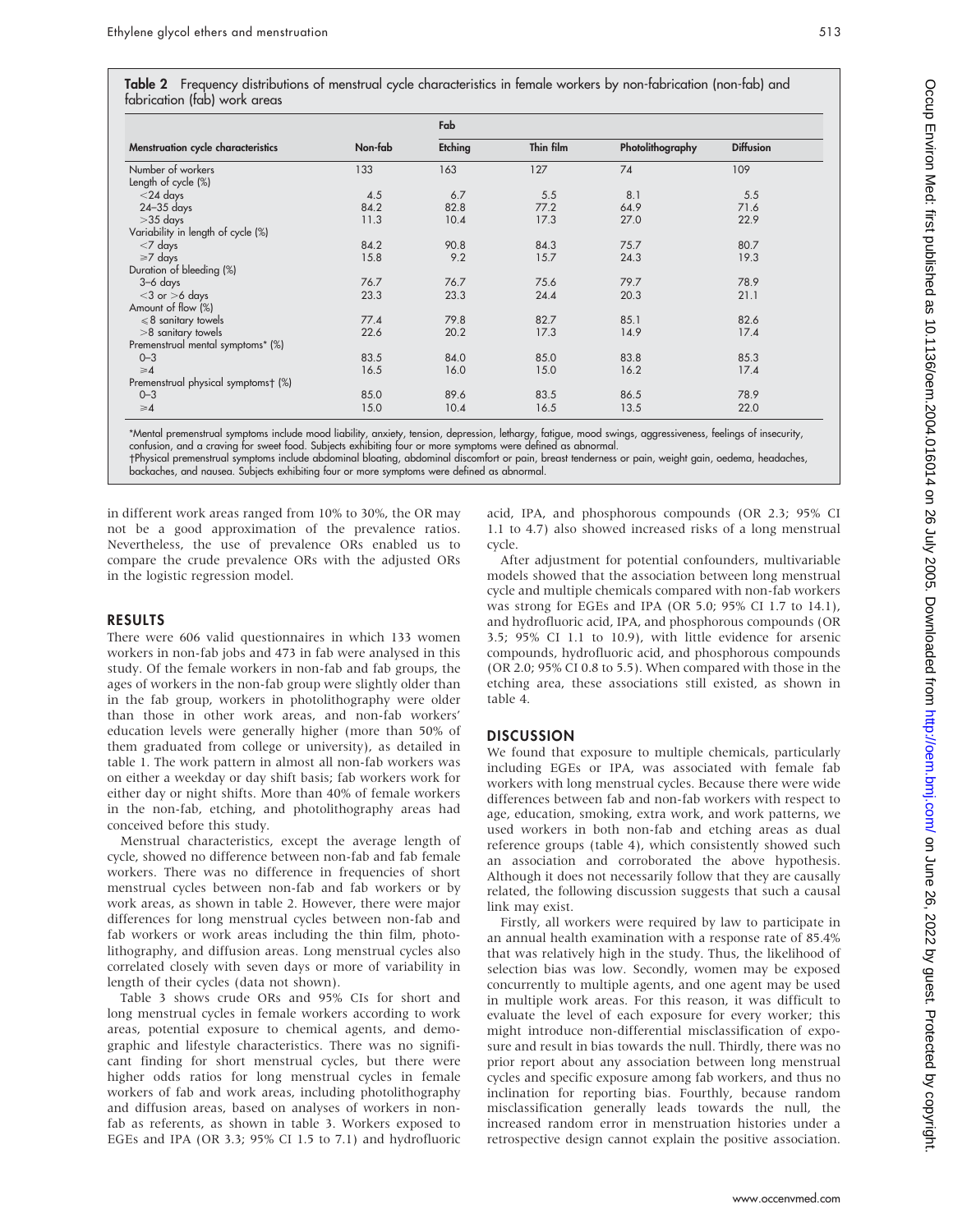**Table 2** Frequency distributions of menstrual cycle characteristics in female workers by non-fabrication (non-fab) and fabrication (fab) work areas

| Menstruation cycle characteristics | Non-fab | Fab | | | |
|---|---|---|---|---|---|
| | | Etching | Thin film | Photolithography | Diffusion |
| Number of workers | 133 | 163 | 127 | 74 | 109 |
| Length of cycle (%) | | | | | |
| <24 days | 4.5 | 6.7 | 5.5 | 8.1 | 5.5 |
| 24–35 days | 84.2 | 82.8 | 77.2 | 64.9 | 71.6 |
| >35 days | 11.3 | 10.4 | 17.3 | 27.0 | 22.9 |
| Variability in length of cycle (%) | | | | | |
| <7 days | 84.2 | 90.8 | 84.3 | 75.7 | 80.7 |
| ⩾7 days | 15.8 | 9.2 | 15.7 | 24.3 | 19.3 |
| Duration of bleeding (%) | | | | | |
| 3–6 days | 76.7 | 76.7 | 75.6 | 79.7 | 78.9 |
| <3 or >6 days | 23.3 | 23.3 | 24.4 | 20.3 | 21.1 |
| Amount of flow (%) | | | | | |
| ⩽8 sanitary towels | 77.4 | 79.8 | 82.7 | 85.1 | 82.6 |
| >8 sanitary towels | 22.6 | 20.2 | 17.3 | 14.9 | 17.4 |
| Premenstrual mental symptoms* (%) | | | | | |
| 0–3 | 83.5 | 84.0 | 85.0 | 83.8 | 85.3 |
| ⩾4 | 16.5 | 16.0 | 15.0 | 16.2 | 17.4 |
| Premenstrual physical symptoms† (%) | | | | | |
| 0–3 | 85.0 | 89.6 | 83.5 | 86.5 | 78.9 |
| ⩾4 | 15.0 | 10.4 | 16.5 | 13.5 | 22.0 |

*Mental premenstrual symptoms include mood liability, anxiety, tension, depression, lethargy, fatigue, mood swings, aggressiveness, feelings of insecurity, confusion, and a craving for sweet food. Subjects exhibiting four or more symptoms were defined as abnormal.
†Physical premenstrual symptoms include abdominal bloating, abdominal discomfort or pain, breast tenderness or pain, weight gain, oedema, headaches, backaches, and nausea. Subjects exhibiting four or more symptoms were defined as abnormal.

in different work areas ranged from 10% to 30%, the OR may not be a good approximation of the prevalence ratios. Nevertheless, the use of prevalence ORs enabled us to compare the crude prevalence ORs with the adjusted ORs in the logistic regression model.

## RESULTS

There were 606 valid questionnaires in which 133 women workers in non-fab jobs and 473 in fab were analysed in this study. Of the female workers in non-fab and fab groups, the ages of workers in the non-fab group were slightly older than in the fab group, workers in photolithography were older than those in other work areas, and non-fab workers' education levels were generally higher (more than 50% of them graduated from college or university), as detailed in table 1. The work pattern in almost all non-fab workers was on either a weekday or day shift basis; fab workers work for either day or night shifts. More than 40% of female workers in the non-fab, etching, and photolithography areas had conceived before this study.

Menstrual characteristics, except the average length of cycle, showed no difference between non-fab and fab female workers. There was no difference in frequencies of short menstrual cycles between non-fab and fab workers or by work areas, as shown in table 2. However, there were major differences for long menstrual cycles between non-fab and fab workers or work areas including the thin film, photolithography, and diffusion areas. Long menstrual cycles also correlated closely with seven days or more of variability in length of their cycles (data not shown).

Table 3 shows crude ORs and 95% CIs for short and long menstrual cycles in female workers according to work areas, potential exposure to chemical agents, and demographic and lifestyle characteristics. There was no significant finding for short menstrual cycles, but there were higher odds ratios for long menstrual cycles in female workers of fab and work areas, including photolithography and diffusion areas, based on analyses of workers in non-fab as referents, as shown in table 3. Workers exposed to EGEs and IPA (OR 3.3; 95% CI 1.5 to 7.1) and hydrofluoric acid, IPA, and phosphorous compounds (OR 2.3; 95% CI 1.1 to 4.7) also showed increased risks of a long menstrual cycle.

After adjustment for potential confounders, multivariable models showed that the association between long menstrual cycle and multiple chemicals compared with non-fab workers was strong for EGEs and IPA (OR 5.0; 95% CI 1.7 to 14.1), and hydrofluoric acid, IPA, and phosphorous compounds (OR 3.5; 95% CI 1.1 to 10.9), with little evidence for arsenic compounds, hydrofluoric acid, and phosphorous compounds (OR 2.0; 95% CI 0.8 to 5.5). When compared with those in the etching area, these associations still existed, as shown in table 4.

## DISCUSSION

We found that exposure to multiple chemicals, particularly including EGEs or IPA, was associated with female fab workers with long menstrual cycles. Because there were wide differences between fab and non-fab workers with respect to age, education, smoking, extra work, and work patterns, we used workers in both non-fab and etching areas as dual reference groups (table 4), which consistently showed such an association and corroborated the above hypothesis. Although it does not necessarily follow that they are causally related, the following discussion suggests that such a causal link may exist.

Firstly, all workers were required by law to participate in an annual health examination with a response rate of 85.4% that was relatively high in the study. Thus, the likelihood of selection bias was low. Secondly, women may be exposed concurrently to multiple agents, and one agent may be used in multiple work areas. For this reason, it was difficult to evaluate the level of each exposure for every worker; this might introduce non-differential misclassification of exposure and result in bias towards the null. Thirdly, there was no prior report about any association between long menstrual cycles and specific exposure among fab workers, and thus no inclination for reporting bias. Fourthly, because random misclassification generally leads towards the null, the increased random error in menstruation histories under a retrospective design cannot explain the positive association.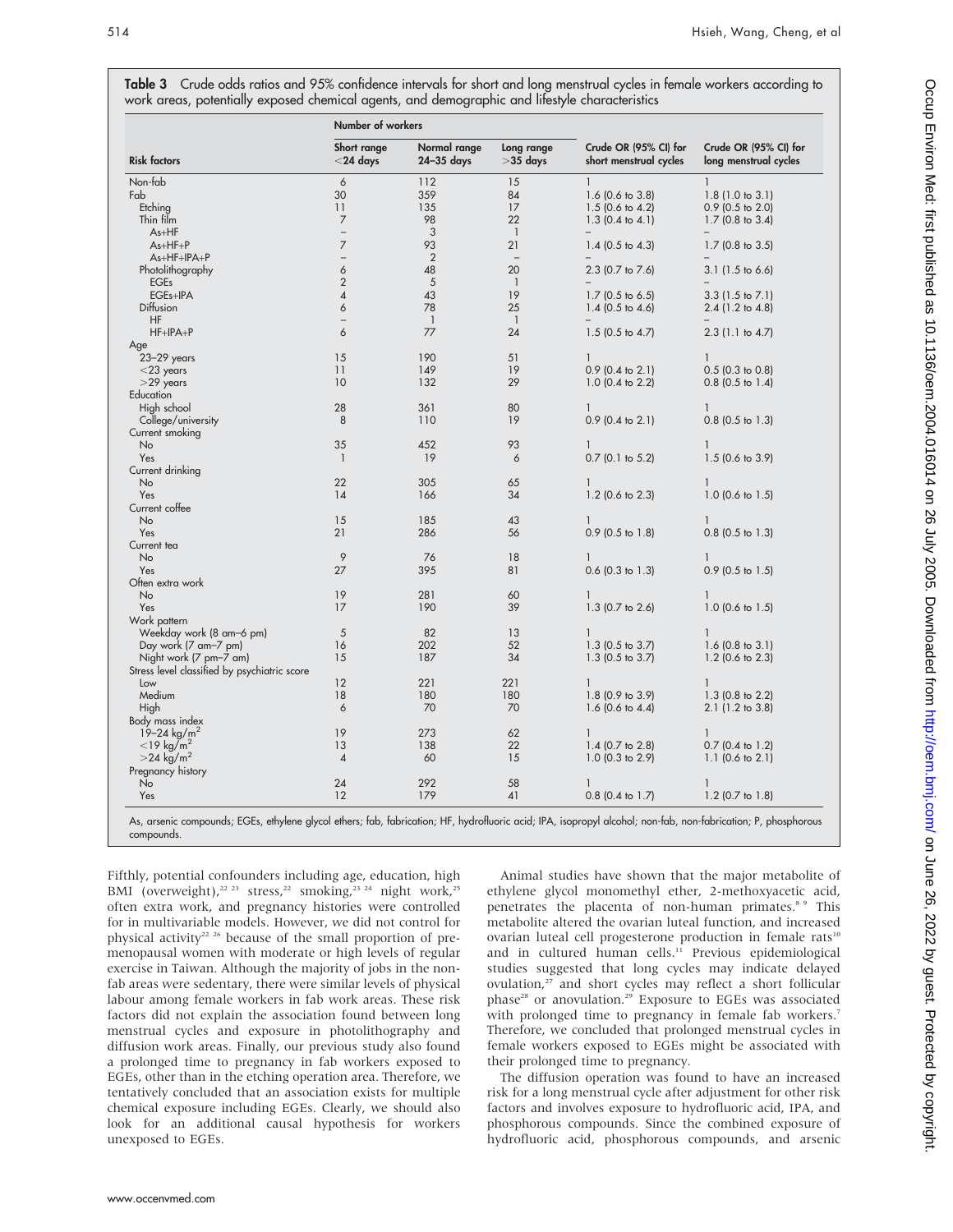**Table 3** Crude odds ratios and 95% confidence intervals for short and long menstrual cycles in female workers according to work areas, potentially exposed chemical agents, and demographic and lifestyle characteristics

| Risk factors | Number of workers | | | Crude OR (95% CI) for short menstrual cycles | Crude OR (95% CI) for long menstrual cycles |
|---|---|---|---|---|---|
| | Short range <24 days | Normal range 24–35 days | Long range >35 days | | |
| Non-fab | 6 | 112 | 15 | 1 | 1 |
| Fab | 30 | 359 | 84 | 1.6 (0.6 to 3.8) | 1.8 (1.0 to 3.1) |
| Etching | 11 | 135 | 17 | 1.5 (0.6 to 4.2) | 0.9 (0.5 to 2.0) |
| Thin film | 7 | 98 | 22 | 1.3 (0.4 to 4.1) | 1.7 (0.8 to 3.4) |
| As+HF | – | 3 | 1 | – | – |
| As+HF+P | 7 | 93 | 21 | 1.4 (0.5 to 4.3) | 1.7 (0.8 to 3.5) |
| As+HF+IPA+P | – | 2 | – | – | – |
| Photolithography | 6 | 48 | 20 | 2.3 (0.7 to 7.6) | 3.1 (1.5 to 6.6) |
| EGEs | 2 | 5 | 1 | – | – |
| EGEs+IPA | 4 | 43 | 19 | 1.7 (0.5 to 6.5) | 3.3 (1.5 to 7.1) |
| Diffusion | 6 | 78 | 25 | 1.4 (0.5 to 4.6) | 2.4 (1.2 to 4.8) |
| HF | – | 1 | 1 | – | – |
| HF+IPA+P | 6 | 77 | 24 | 1.5 (0.5 to 4.7) | 2.3 (1.1 to 4.7) |
| Age | | | | | |
| 23–29 years | 15 | 190 | 51 | 1 | 1 |
| <23 years | 11 | 149 | 19 | 0.9 (0.4 to 2.1) | 0.5 (0.3 to 0.8) |
| >29 years | 10 | 132 | 29 | 1.0 (0.4 to 2.2) | 0.8 (0.5 to 1.4) |
| Education | | | | | |
| High school | 28 | 361 | 80 | 1 | 1 |
| College/university | 8 | 110 | 19 | 0.9 (0.4 to 2.1) | 0.8 (0.5 to 1.3) |
| Current smoking | | | | | |
| No | 35 | 452 | 93 | 1 | 1 |
| Yes | 1 | 19 | 6 | 0.7 (0.1 to 5.2) | 1.5 (0.6 to 3.9) |
| Current drinking | | | | | |
| No | 22 | 305 | 65 | 1 | 1 |
| Yes | 14 | 166 | 34 | 1.2 (0.6 to 2.3) | 1.0 (0.6 to 1.5) |
| Current coffee | | | | | |
| No | 15 | 185 | 43 | 1 | 1 |
| Yes | 21 | 286 | 56 | 0.9 (0.5 to 1.8) | 0.8 (0.5 to 1.3) |
| Current tea | | | | | |
| No | 9 | 76 | 18 | 1 | 1 |
| Yes | 27 | 395 | 81 | 0.6 (0.3 to 1.3) | 0.9 (0.5 to 1.5) |
| Often extra work | | | | | |
| No | 19 | 281 | 60 | 1 | 1 |
| Yes | 17 | 190 | 39 | 1.3 (0.7 to 2.6) | 1.0 (0.6 to 1.5) |
| Work pattern | | | | | |
| Weekday work (8 am–6 pm) | 5 | 82 | 13 | 1 | 1 |
| Day work (7 am–7 pm) | 16 | 202 | 52 | 1.3 (0.5 to 3.7) | 1.6 (0.8 to 3.1) |
| Night work (7 pm–7 am) | 15 | 187 | 34 | 1.3 (0.5 to 3.7) | 1.2 (0.6 to 2.3) |
| Stress level classified by psychiatric score | | | | | |
| Low | 12 | 221 | 221 | 1 | 1 |
| Medium | 18 | 180 | 180 | 1.8 (0.9 to 3.9) | 1.3 (0.8 to 2.2) |
| High | 6 | 70 | 70 | 1.6 (0.6 to 4.4) | 2.1 (1.2 to 3.8) |
| Body mass index | | | | | |
| 19–24 kg/m$^2$ | 19 | 273 | 62 | 1 | 1 |
| <19 kg/m$^2$ | 13 | 138 | 22 | 1.4 (0.7 to 2.8) | 0.7 (0.4 to 1.2) |
| >24 kg/m$^2$ | 4 | 60 | 15 | 1.0 (0.3 to 2.9) | 1.1 (0.6 to 2.1) |
| Pregnancy history | | | | | |
| No | 24 | 292 | 58 | 1 | 1 |
| Yes | 12 | 179 | 41 | 0.8 (0.4 to 1.7) | 1.2 (0.7 to 1.8) |

As, arsenic compounds; EGEs, ethylene glycol ethers; fab, fabrication; HF, hydrofluoric acid; IPA, isopropyl alcohol; non-fab, non-fabrication; P, phosphorous compounds.

Fifthly, potential confounders including age, education, high BMI (overweight),[22 23] stress,[22] smoking,[23 24] night work,[25] often extra work, and pregnancy histories were controlled for in multivariable models. However, we did not control for physical activity[22 26] because of the small proportion of premenopausal women with moderate or high levels of regular exercise in Taiwan. Although the majority of jobs in the non-fab areas were sedentary, there were similar levels of physical labour among female workers in fab work areas. These risk factors did not explain the association found between long menstrual cycles and exposure in photolithography and diffusion work areas. Finally, our previous study also found a prolonged time to pregnancy in fab workers exposed to EGEs, other than in the etching operation area. Therefore, we tentatively concluded that an association exists for multiple chemical exposure including EGEs. Clearly, we should also look for an additional causal hypothesis for workers unexposed to EGEs.

Animal studies have shown that the major metabolite of ethylene glycol monomethyl ether, 2-methoxyacetic acid, penetrates the placenta of non-human primates.[8 9] This metabolite altered the ovarian luteal function, and increased ovarian luteal cell progesterone production in female rats[10] and in cultured human cells.[11] Previous epidemiological studies suggested that long cycles may indicate delayed ovulation,[27] and short cycles may reflect a short follicular phase[28] or anovulation.[29] Exposure to EGEs was associated with prolonged time to pregnancy in female fab workers.[7] Therefore, we concluded that prolonged menstrual cycles in female workers exposed to EGEs might be associated with their prolonged time to pregnancy.

The diffusion operation was found to have an increased risk for a long menstrual cycle after adjustment for other risk factors and involves exposure to hydrofluoric acid, IPA, and phosphorous compounds. Since the combined exposure of hydrofluoric acid, phosphorous compounds, and arsenic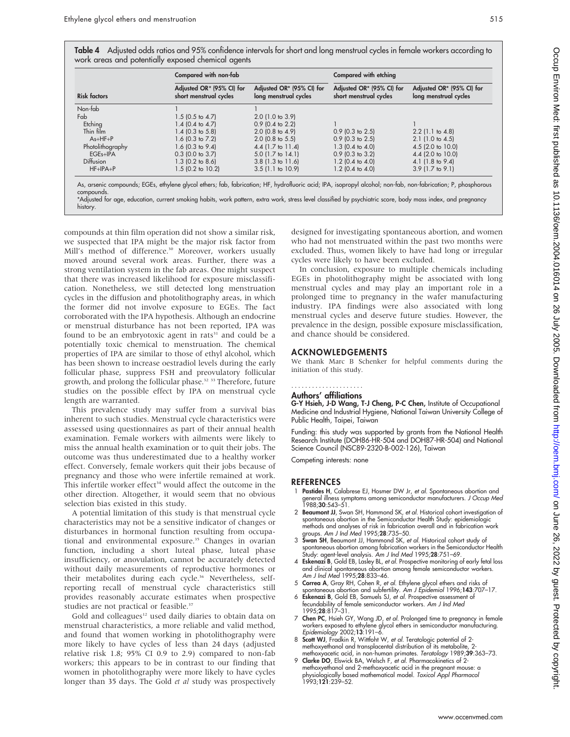**Table 4** Adjusted odds ratios and 95% confidence intervals for short and long menstrual cycles in female workers according to work areas and potentially exposed chemical agents

| Risk factors | Compared with non-fab | | Compared with etching | |
|---|---|---|---|---|
| | Adjusted OR* (95% CI) for short menstrual cycles | Adjusted OR* (95% CI) for long menstrual cycles | Adjusted OR* (95% CI) for short menstrual cycles | Adjusted OR* (95% CI) for long menstrual cycles |
| Non-fab | 1 | 1 | | |
| Fab | 1.5 (0.5 to 4.7) | 2.0 (1.0 to 3.9) | | |
| Etching | 1.4 (0.4 to 4.7) | 0.9 (0.4 to 2.2) | 1 | 1 |
| Thin film | 1.4 (0.3 to 5.8) | 2.0 (0.8 to 4.9) | 0.9 (0.3 to 2.5) | 2.2 (1.1 to 4.8) |
| As+HF+P | 1.6 (0.3 to 7.2) | 2.0 (0.8 to 5.5) | 0.9 (0.3 to 2.5) | 2.1 (1.0 to 4.5) |
| Photolithography | 1.6 (0.3 to 9.4) | 4.4 (1.7 to 11.4) | 1.3 (0.4 to 4.0) | 4.5 (2.0 to 10.0) |
| EGEs+IPA | 0.3 (0.0 to 3.7) | 5.0 (1.7 to 14.1) | 0.9 (0.3 to 3.2) | 4.4 (2.0 to 10.0) |
| Diffusion | 1.3 (0.2 to 8.6) | 3.8 (1.3 to 11.6) | 1.2 (0.4 to 4.0) | 4.1 (1.8 to 9.4) |
| HF+IPA+P | 1.5 (0.2 to 10.2) | 3.5 (1.1 to 10.9) | 1.2 (0.4 to 4.0) | 3.9 (1.7 to 9.1) |

As, arsenic compounds; EGEs, ethylene glycol ethers; fab, fabrication; HF, hydrofluoric acid; IPA, isopropyl alcohol; non-fab, non-fabrication; P, phosphorous compounds.
*Adjusted for age, education, current smoking habits, work pattern, extra work, stress level classified by psychiatric score, body mass index, and pregnancy history.

compounds at thin film operation did not show a similar risk, we suspected that IPA might be the major risk factor from Mill's method of difference.[30] Moreover, workers usually moved around several work areas. Further, there was a strong ventilation system in the fab areas. One might suspect that there was increased likelihood for exposure misclassification. Nonetheless, we still detected long menstruation cycles in the diffusion and photolithography areas, in which the former did not involve exposure to EGEs. The fact corroborated with the IPA hypothesis. Although an endocrine or menstrual disturbance has not been reported, IPA was found to be an embryotoxic agent in rats[31] and could be a potentially toxic chemical to menstruation. The chemical properties of IPA are similar to those of ethyl alcohol, which has been shown to increase oestradiol levels during the early follicular phase, suppress FSH and preovulatory follicular growth, and prolong the follicular phase.[32 33] Therefore, future studies on the possible effect by IPA on menstrual cycle length are warranted.

This prevalence study may suffer from a survival bias inherent to such studies. Menstrual cycle characteristics were assessed using questionnaires as part of their annual health examination. Female workers with ailments were likely to miss the annual health examination or to quit their jobs. The outcome was thus underestimated due to a healthy worker effect. Conversely, female workers quit their jobs because of pregnancy and those who were infertile remained at work. This infertile worker effect[34] would affect the outcome in the other direction. Altogether, it would seem that no obvious selection bias existed in this study.

A potential limitation of this study is that menstrual cycle characteristics may not be a sensitive indicator of changes or disturbances in hormonal function resulting from occupational and environmental exposure.[35] Changes in ovarian function, including a short luteal phase, luteal phase insufficiency, or anovulation, cannot be accurately detected without daily measurements of reproductive hormones or their metabolites during each cycle.[36] Nevertheless, self-reporting recall of menstrual cycle characteristics still provides reasonably accurate estimates when prospective studies are not practical or feasible.[37]

Gold and colleagues[12] used daily diaries to obtain data on menstrual characteristics, a more reliable and valid method, and found that women working in photolithography were more likely to have cycles of less than 24 days (adjusted relative risk 1.8; 95% CI 0.9 to 2.9) compared to non-fab workers; this appears to be in contrast to our finding that women in photolithography were more likely to have cycles longer than 35 days. The Gold *et al* study was prospectively designed for investigating spontaneous abortion, and women who had not menstruated within the past two months were excluded. Thus, women likely to have had long or irregular cycles were likely to have been excluded.

In conclusion, exposure to multiple chemicals including EGEs in photolithography might be associated with long menstrual cycles and may play an important role in a prolonged time to pregnancy in the wafer manufacturing industry. IPA findings were also associated with long menstrual cycles and deserve future studies. However, the prevalence in the design, possible exposure misclassification, and chance should be considered.

## ACKNOWLEDGEMENTS

We thank Marc B Schenker for helpful comments during the initiation of this study.

### Authors' affiliations

**G-Y Hsieh, J-D Wang, T-J Cheng, P-C Chen,** Institute of Occupational Medicine and Industrial Hygiene, National Taiwan University College of Public Health, Taipei, Taiwan

Funding: this study was supported by grants from the National Health Research Institute (DOH86-HR-504 and DOH87-HR-504) and National Science Council (NSC89-2320-B-002-126), Taiwan

Competing interests: none

## REFERENCES

1. **Pastides H**, Calabrese EJ, Hosmer DW Jr, *et al*. Spontaneous abortion and general illness symptoms among semiconductor manufacturers. *J Occup Med* 1988;**30**:543–51.
2. **Beaumont JJ**, Swan SH, Hammond SK, *et al*. Historical cohort investigation of spontaneous abortion in the Semiconductor Health Study: epidemiologic methods and analyses of risk in fabrication overall and in fabrication work groups. *Am J Ind Med* 1995;**28**:735–50.
3. **Swan SH**, Beaumont JJ, Hammond SK, *et al*. Historical cohort study of spontaneous abortion among fabrication workers in the Semiconductor Health Study: agent-level analysis. *Am J Ind Med* 1995;**28**:751–69.
4. **Eskenazi B**, Gold EB, Lasley BL, *et al*. Prospective monitoring of early fetal loss and clinical spontaneous abortion among female semiconductor workers. *Am J Ind Med* 1995;**28**:833–46.
5. **Correa A**, Gray RH, Cohen R, *et al*. Ethylene glycol ethers and risks of spontaneous abortion and subfertility. *Am J Epidemiol* 1996;**143**:707–17.
6. **Eskenazi B**, Gold EB, Samuels SJ, *et al*. Prospective assessment of fecundability of female semiconductor workers. *Am J Ind Med* 1995;**28**:817–31.
7. **Chen PC**, Hsieh GY, Wang JD, *et al*. Prolonged time to pregnancy in female workers exposed to ethylene glycol ethers in semiconductor manufacturing. *Epidemiology* 2002;**13**:191–6.
8. **Scott WJ**, Fradkin R, Wittfoht W, *et al*. Teratologic potential of 2-methoxyethanol and transplacental distribution of its metabolite, 2-methoxyacetic acid, in non-human primates. *Teratology* 1989;**39**:363–73.
9. **Clarke DO**, Elswick BA, Welsch F, *et al*. Pharmacokinetics of 2-methoxyethanol and 2-methoxyacetic acid in the pregnant mouse: a physiologically based mathematical model. *Toxicol Appl Pharmacol* 1993;**121**:239–52.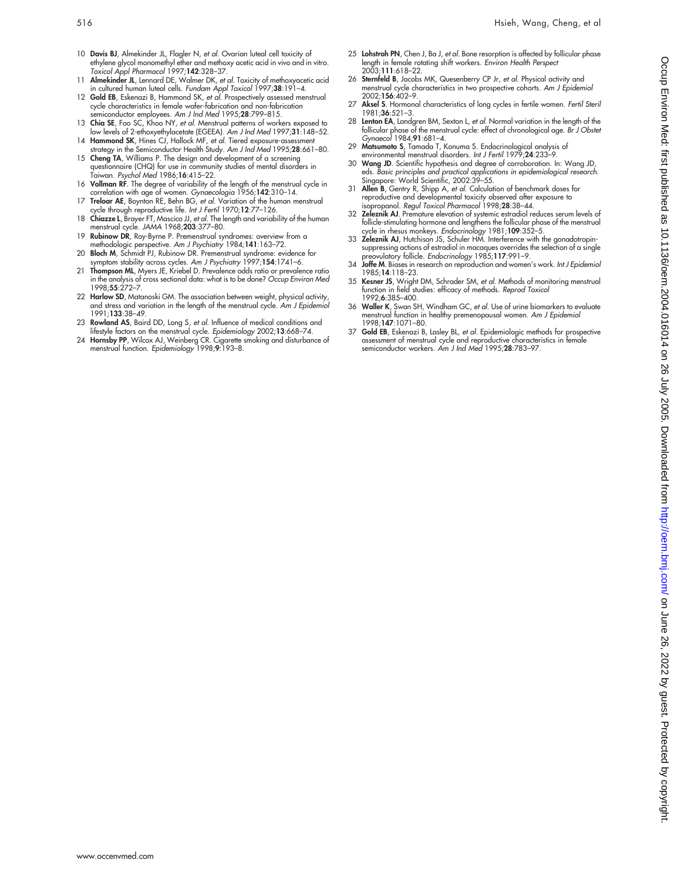10 **Davis BJ**, Almekinder JL, Flagler N, *et al*. Ovarian luteal cell toxicity of ethylene glycol monomethyl ether and methoxy acetic acid in vivo and in vitro. *Toxicol Appl Pharmacol* 1997;**142**:328–37.

11 **Almekinder JL**, Lennard DE, Walmer DK, *et al*. Toxicity of methoxyacetic acid in cultured human luteal cells. *Fundam Appl Toxicol* 1997;**38**:191–4.

12 **Gold EB**, Eskenazi B, Hammond SK, *et al*. Prospectively assessed menstrual cycle characteristics in female wafer-fabrication and non-fabrication semiconductor employees. *Am J Ind Med* 1995;**28**:799–815.

13 **Chia SE**, Foo SC, Khoo NY, *et al*. Menstrual patterns of workers exposed to low levels of 2-ethoxyethylacetate (EGEEA). *Am J Ind Med* 1997;**31**:148–52.

14 **Hammond SK**, Hines CJ, Hallock MF, *et al*. Tiered exposure-assessment strategy in the Semiconductor Health Study. *Am J Ind Med* 1995;**28**:661–80.

15 **Cheng TA**, Williams P. The design and development of a screening questionnaire (CHQ) for use in community studies of mental disorders in Taiwan. *Psychol Med* 1986;**16**:415–22.

16 **Vollman RF**. The degree of variability of the length of the menstrual cycle in correlation with age of women. *Gynaecologia* 1956;**142**:310–14.

17 **Treloar AE**, Boynton RE, Behn BG, *et al*. Variation of the human menstrual cycle through reproductive life. *Int J Fertil* 1970;**12**:77–126.

18 **Chiazze L**, Brayer FT, Mascico JJ, *et al*. The length and variability of the human menstrual cycle. *JAMA* 1968;**203**:377–80.

19 **Rubinow DR**, Roy-Byrne P. Premenstrual syndromes: overview from a methodologic perspective. *Am J Psychiatry* 1984;**141**:163–72.

20 **Bloch M**, Schmidt PJ, Rubinow DR. Premenstrual syndrome: evidence for symptom stability across cycles. *Am J Psychiatry* 1997;**154**:1741–6.

21 **Thompson ML**, Myers JE, Kriebel D. Prevalence odds ratio or prevalence ratio in the analysis of cross sectional data: what is to be done? *Occup Environ Med* 1998;**55**:272–7.

22 **Harlow SD**, Matanoski GM. The association between weight, physical activity, and stress and variation in the length of the menstrual cycle. *Am J Epidemiol* 1991;**133**:38–49.

23 **Rowland AS**, Baird DD, Long S, *et al*. Influence of medical conditions and lifestyle factors on the menstrual cycle. *Epidemiology* 2002;**13**:668–74.

24 **Hornsby PP**, Wilcox AJ, Weinberg CR. Cigarette smoking and disturbance of menstrual function. *Epidemiology* 1998;**9**:193–8.

25 **Lohstroh PN**, Chen J, Ba J, *et al*. Bone resorption is affected by follicular phase length in female rotating shift workers. *Environ Health Perspect* 2003;**111**:618–22.

26 **Sternfeld B**, Jacobs MK, Quesenberry CP Jr, *et al*. Physical activity and menstrual cycle characteristics in two prospective cohorts. *Am J Epidemiol* 2002;**156**:402–9.

27 **Aksel S**. Hormonal characteristics of long cycles in fertile women. *Fertil Steril* 1981;**36**:521–3.

28 **Lenton EA**, Landgren BM, Sexton L, *et al*. Normal variation in the length of the follicular phase of the menstrual cycle: effect of chronological age. *Br J Obstet Gynaecol* 1984;**91**:681–4.

29 **Matsumoto S**, Tamada T, Konuma S. Endocrinological analysis of environmental menstrual disorders. *Int J Fertil* 1979;**24**:233–9.

30 **Wang JD**. Scientific hypothesis and degree of corroboration. In: Wang JD, eds. *Basic principles and practical applications in epidemiological research*. Singapore: World Scientific, 2002:39–55.

31 **Allen B**, Gentry R, Shipp A, *et al*. Calculation of benchmark doses for reproductive and developmental toxicity observed after exposure to isopropanol. *Regul Toxicol Pharmacol* 1998;**28**:38–44.

32 **Zeleznik AJ**. Premature elevation of systemic estradiol reduces serum levels of follicle-stimulating hormone and lengthens the follicular phase of the menstrual cycle in rhesus monkeys. *Endocrinology* 1981;**109**:352–5.

33 **Zeleznik AJ**, Hutchison JS, Schuler HM. Interference with the gonadotropin-suppressing actions of estradiol in macaques overrides the selection of a single preovulatory follicle. *Endocrinology* 1985;**117**:991–9.

34 **Joffe M**. Biases in research on reproduction and women's work. *Int J Epidemiol* 1985;**14**:118–23.

35 **Kesner JS**, Wright DM, Schrader SM, *et al*. Methods of monitoring menstrual function in field studies: efficacy of methods. *Reprod Toxicol* 1992;**6**:385–400.

36 **Waller K**, Swan SH, Windham GC, *et al*. Use of urine biomarkers to evaluate menstrual function in healthy premenopausal women. *Am J Epidemiol* 1998;**147**:1071–80.

37 **Gold EB**, Eskenazi B, Lasley BL, *et al*. Epidemiologic methods for prospective assessment of menstrual cycle and reproductive characteristics in female semiconductor workers. *Am J Ind Med* 1995;**28**:783–97.